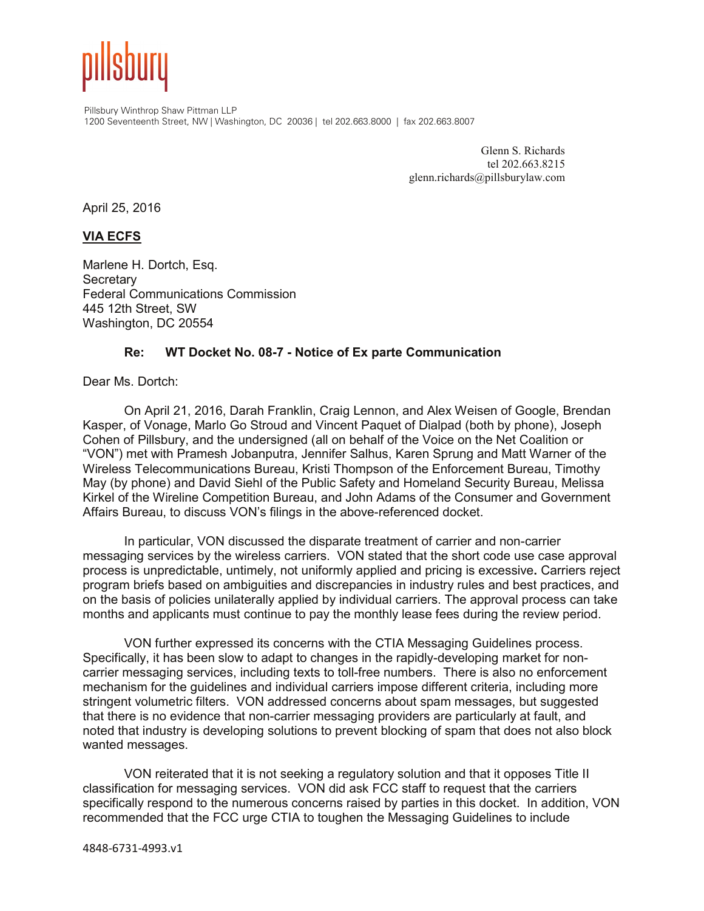pillsbury

Pillsbury Winthrop Shaw Pittman LLP
1200 Seventeenth Street, NW | Washington, DC 20036 | tel 202.663.8000 | fax 202.663.8007

Glenn S. Richards
tel 202.663.8215
glenn.richards@pillsburylaw.com

April 25, 2016

**VIA ECFS**

Marlene H. Dortch, Esq.
Secretary
Federal Communications Commission
445 12th Street, SW
Washington, DC 20554

**Re: WT Docket No. 08-7 - Notice of Ex parte Communication**

Dear Ms. Dortch:

On April 21, 2016, Darah Franklin, Craig Lennon, and Alex Weisen of Google, Brendan Kasper, of Vonage, Marlo Go Stroud and Vincent Paquet of Dialpad (both by phone), Joseph Cohen of Pillsbury, and the undersigned (all on behalf of the Voice on the Net Coalition or "VON") met with Pramesh Jobanputra, Jennifer Salhus, Karen Sprung and Matt Warner of the Wireless Telecommunications Bureau, Kristi Thompson of the Enforcement Bureau, Timothy May (by phone) and David Siehl of the Public Safety and Homeland Security Bureau, Melissa Kirkel of the Wireline Competition Bureau, and John Adams of the Consumer and Government Affairs Bureau, to discuss VON's filings in the above-referenced docket.

In particular, VON discussed the disparate treatment of carrier and non-carrier messaging services by the wireless carriers. VON stated that the short code use case approval process is unpredictable, untimely, not uniformly applied and pricing is excessive. Carriers reject program briefs based on ambiguities and discrepancies in industry rules and best practices, and on the basis of policies unilaterally applied by individual carriers. The approval process can take months and applicants must continue to pay the monthly lease fees during the review period.

VON further expressed its concerns with the CTIA Messaging Guidelines process. Specifically, it has been slow to adapt to changes in the rapidly-developing market for non-carrier messaging services, including texts to toll-free numbers. There is also no enforcement mechanism for the guidelines and individual carriers impose different criteria, including more stringent volumetric filters. VON addressed concerns about spam messages, but suggested that there is no evidence that non-carrier messaging providers are particularly at fault, and noted that industry is developing solutions to prevent blocking of spam that does not also block wanted messages.

VON reiterated that it is not seeking a regulatory solution and that it opposes Title II classification for messaging services. VON did ask FCC staff to request that the carriers specifically respond to the numerous concerns raised by parties in this docket. In addition, VON recommended that the FCC urge CTIA to toughen the Messaging Guidelines to include

4848-6731-4993.v1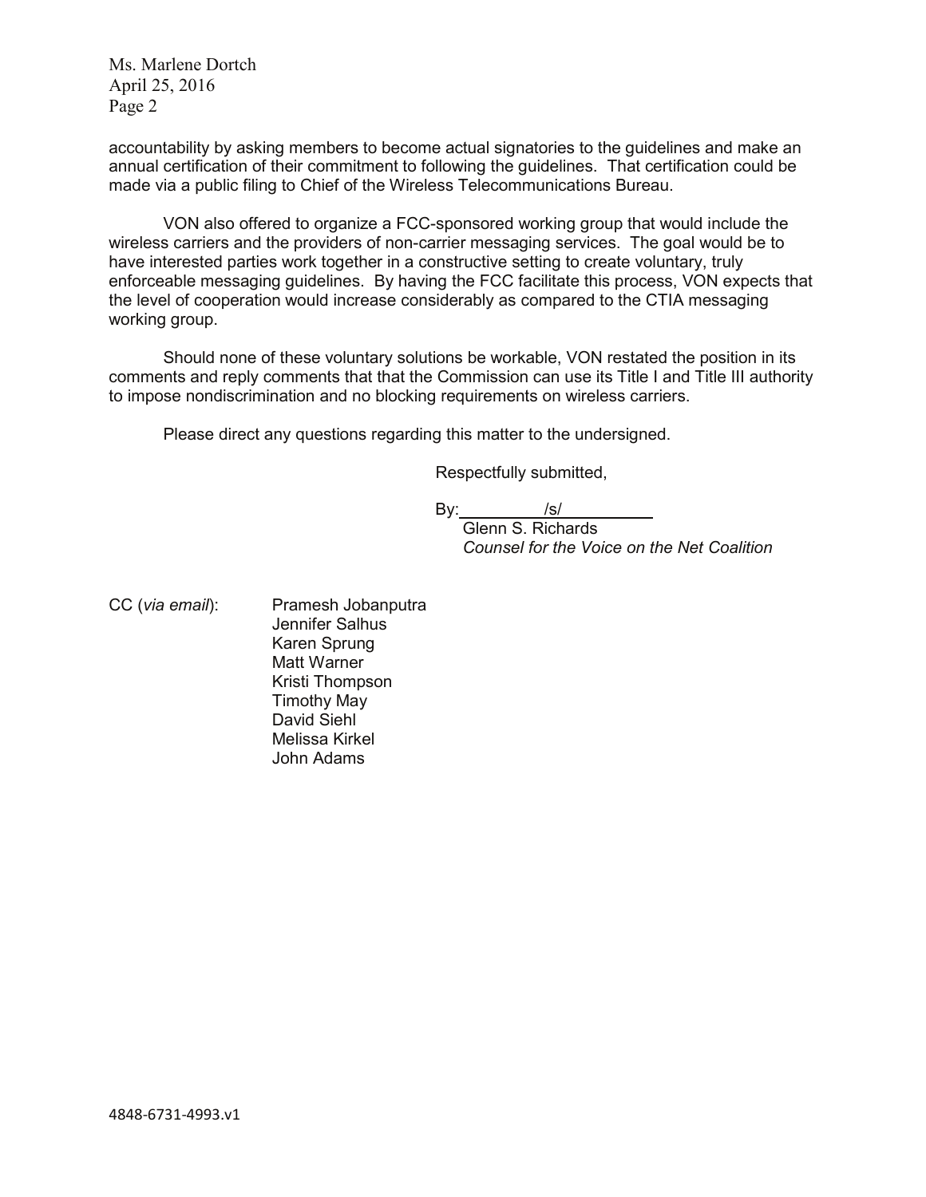accountability by asking members to become actual signatories to the guidelines and make an annual certification of their commitment to following the guidelines. That certification could be made via a public filing to Chief of the Wireless Telecommunications Bureau.

VON also offered to organize a FCC-sponsored working group that would include the wireless carriers and the providers of non-carrier messaging services. The goal would be to have interested parties work together in a constructive setting to create voluntary, truly enforceable messaging guidelines. By having the FCC facilitate this process, VON expects that the level of cooperation would increase considerably as compared to the CTIA messaging working group.

Should none of these voluntary solutions be workable, VON restated the position in its comments and reply comments that that the Commission can use its Title I and Title III authority to impose nondiscrimination and no blocking requirements on wireless carriers.

Please direct any questions regarding this matter to the undersigned.

Respectfully submitted,

By: /s/

Glenn S. Richards
*Counsel for the Voice on the Net Coalition*

CC (*via email*):
Pramesh Jobanputra
Jennifer Salhus
Karen Sprung
Matt Warner
Kristi Thompson
Timothy May
David Siehl
Melissa Kirkel
John Adams

4848-6731-4993.v1